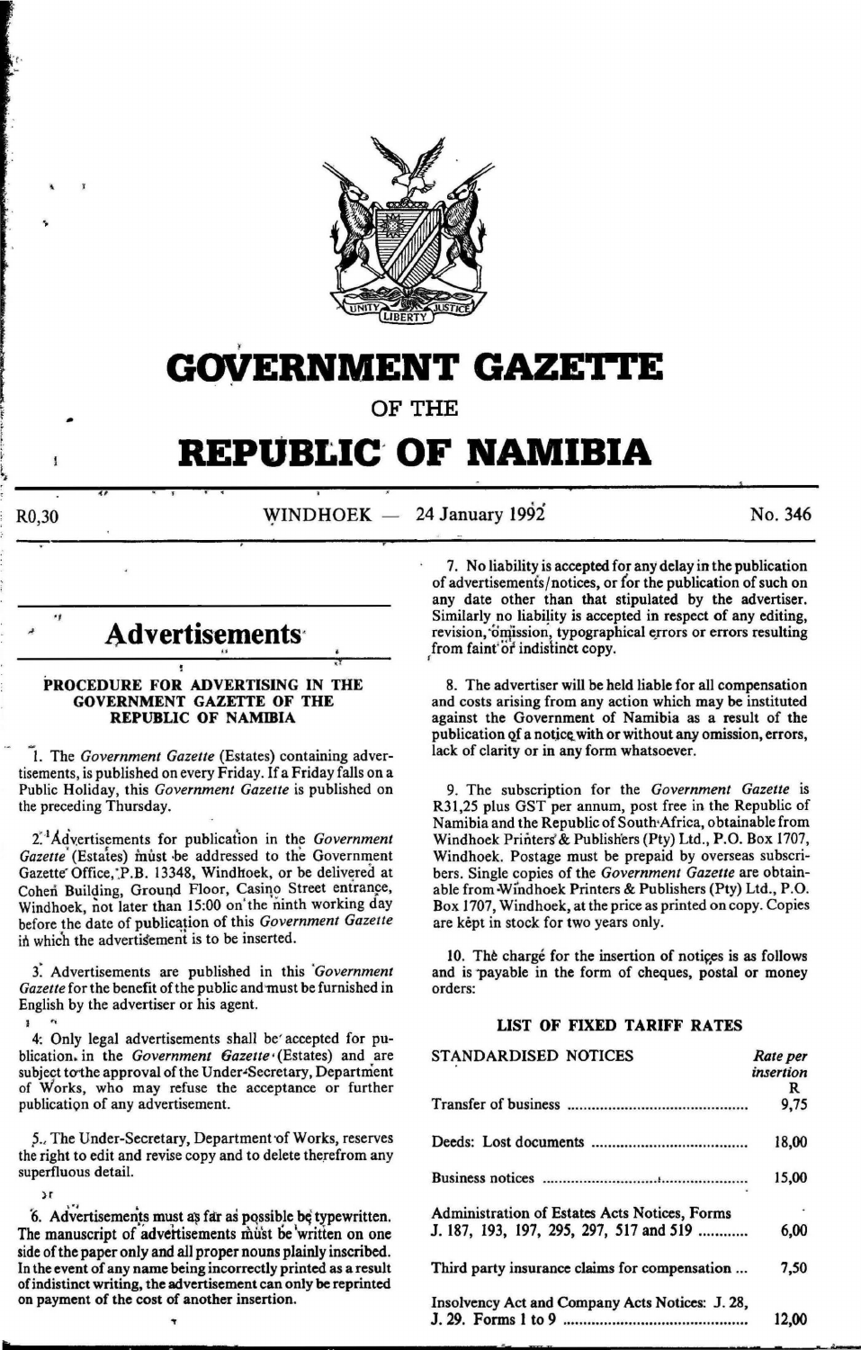# GOVERNMENT GAZETTE

## OF THE

# REPUBLIC OF NAMIBIA

R0,30 WINDHOEK — 24 January 1992 No. 346

## Advertisements

### PROCEDURE FOR ADVERTISING IN THE GOVERNMENT GAZETTE OF THE REPUBLIC OF NAMIBIA

1. The *Government Gazette* (Estates) containing advertisements, is published on every Friday. If a Friday falls on a Public Holiday, this *Government Gazette* is published on the preceding Thursday.

2. Advertisements for publication in the *Government Gazette* (Estates) must be addressed to the Government Gazette Office, P.B. 13348, Windhoek, or be delivered at Cohen Building, Ground Floor, Casino Street entrance, Windhoek, not later than 15:00 on the ninth working day before the date of publication of this *Government Gazette* in which the advertisement is to be inserted.

3. Advertisements are published in this *Government Gazette* for the benefit of the public and must be furnished in English by the advertiser or his agent.

4. Only legal advertisements shall be accepted for publication in the *Government Gazette* (Estates) and are subject to the approval of the Under-Secretary, Department of Works, who may refuse the acceptance or further publication of any advertisement.

5. The Under-Secretary, Department of Works, reserves the right to edit and revise copy and to delete therefrom any superfluous detail.

6. Advertisements must as far as possible be typewritten. The manuscript of advertisements must be written on one side of the paper only and all proper nouns plainly inscribed. In the event of any name being incorrectly printed as a result of indistinct writing, the advertisement can only be reprinted on payment of the cost of another insertion.

7. No liability is accepted for any delay in the publication of advertisements/notices, or for the publication of such on any date other than that stipulated by the advertiser. Similarly no liability is accepted in respect of any editing, revision, omission, typographical errors or errors resulting from faint or indistinct copy.

8. The advertiser will be held liable for all compensation and costs arising from any action which may be instituted against the Government of Namibia as a result of the publication of a notice with or without any omission, errors, lack of clarity or in any form whatsoever.

9. The subscription for the *Government Gazette* is R31,25 plus GST per annum, post free in the Republic of Namibia and the Republic of South Africa, obtainable from Windhoek Printers & Publishers (Pty) Ltd., P.O. Box 1707, Windhoek. Postage must be prepaid by overseas subscribers. Single copies of the *Government Gazette* are obtainable from Windhoek Printers & Publishers (Pty) Ltd., P.O. Box 1707, Windhoek, at the price as printed on copy. Copies are kept in stock for two years only.

10. The charge for the insertion of notices is as follows and is payable in the form of cheques, postal or money orders:

### LIST OF FIXED TARIFF RATES

| STANDARDISED NOTICES | *Rate per insertion* R |
|---|---|
| Transfer of business | 9,75 |
| Deeds: Lost documents | 18,00 |
| Business notices | 15,00 |
| Administration of Estates Acts Notices, Forms J. 187, 193, 197, 295, 297, 517 and 519 | 6,00 |
| Third party insurance claims for compensation | 7,50 |
| Insolvency Act and Company Acts Notices: J. 28, J. 29. Forms 1 to 9 | 12,00 |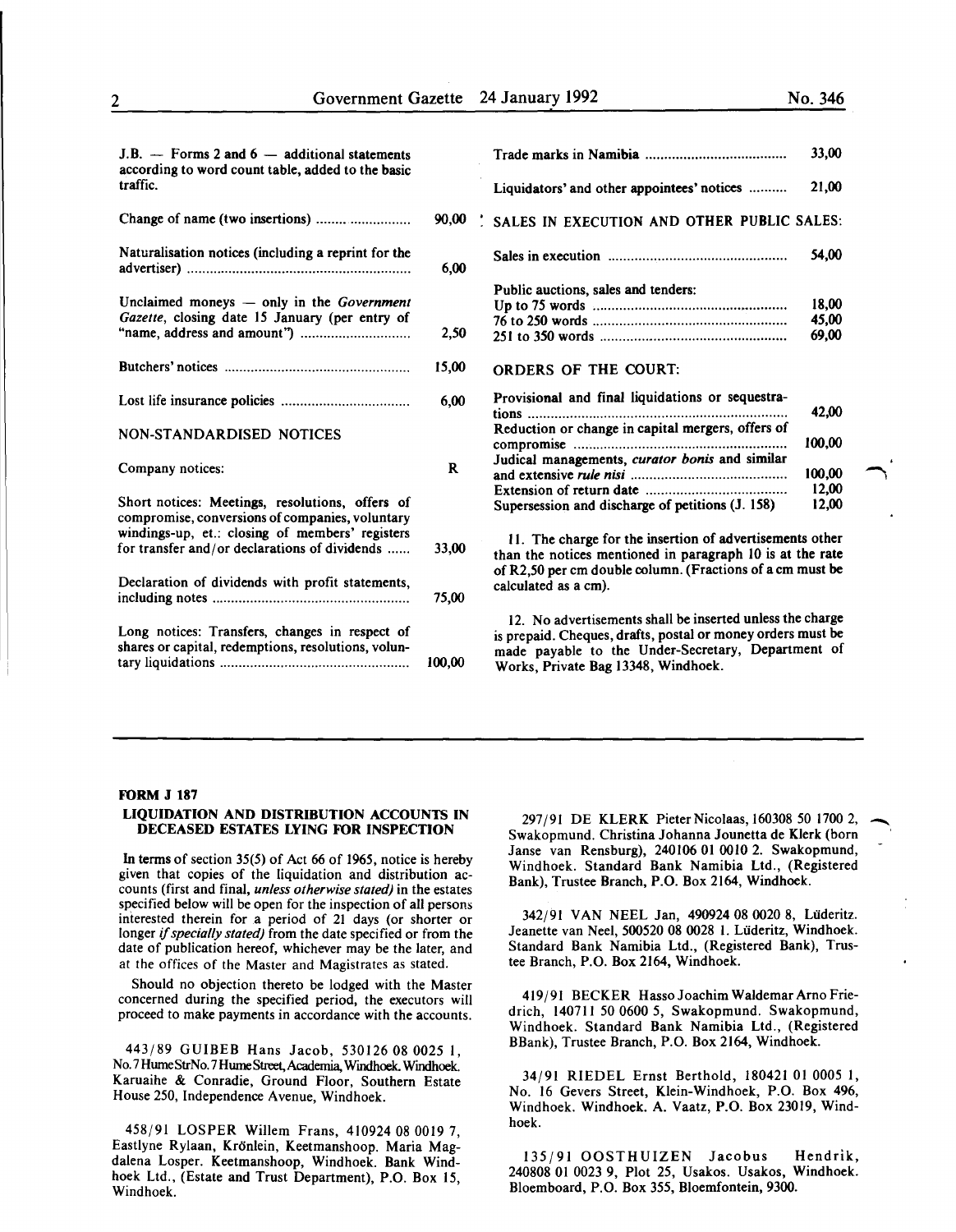| | |
|---|---|
| J.B. — Forms 2 and 6 — additional statements according to word count table, added to the basic traffic. | |
| Change of name (two insertions) | 90,00 |
| Naturalisation notices (including a reprint for the advertiser) | 6,00 |
| Unclaimed moneys — only in the *Government Gazette*, closing date 15 January (per entry of "name, address and amount") | 2,50 |
| Butchers' notices | 15,00 |
| Lost life insurance policies | 6,00 |

NON-STANDARDISED NOTICES

| | |
|---|---|
| Company notices: | R |
| Short notices: Meetings, resolutions, offers of compromise, conversions of companies, voluntary windings-up, et.: closing of members' registers for transfer and/or declarations of dividends | 33,00 |
| Declaration of dividends with profit statements, including notes | 75,00 |
| Long notices: Transfers, changes in respect of shares or capital, redemptions, resolutions, voluntary liquidations | 100,00 |
| Trade marks in Namibia | 33,00 |
| Liquidators' and other appointees' notices | 21,00 |

SALES IN EXECUTION AND OTHER PUBLIC SALES:

| | |
|---|---|
| Sales in execution | 54,00 |
| Public auctions, sales and tenders: | |
| Up to 75 words | 18,00 |
| 76 to 250 words | 45,00 |
| 251 to 350 words | 69,00 |

ORDERS OF THE COURT:

| | |
|---|---|
| Provisional and final liquidations or sequestrations | 42,00 |
| Reduction or change in capital mergers, offers of compromise | 100,00 |
| Judical managements, *curator bonis* and similar and extensive *rule nisi* | 100,00 |
| Extension of return date | 12,00 |
| Supersession and discharge of petitions (J. 158) | 12,00 |

11. The charge for the insertion of advertisements other than the notices mentioned in paragraph 10 is at the rate of R2,50 per cm double column. (Fractions of a cm must be calculated as a cm).

12. No advertisements shall be inserted unless the charge is prepaid. Cheques, drafts, postal or money orders must be made payable to the Under-Secretary, Department of Works, Private Bag 13348, Windhoek.

---

**FORM J 187**

**LIQUIDATION AND DISTRIBUTION ACCOUNTS IN DECEASED ESTATES LYING FOR INSPECTION**

In terms of section 35(5) of Act 66 of 1965, notice is hereby given that copies of the liquidation and distribution accounts (first and final, *unless otherwise stated)* in the estates specified below will be open for the inspection of all persons interested therein for a period of 21 days (or shorter or longer *if specially stated)* from the date specified or from the date of publication hereof, whichever may be the later, and at the offices of the Master and Magistrates as stated.

Should no objection thereto be lodged with the Master concerned during the specified period, the executors will proceed to make payments in accordance with the accounts.

443/89 GUIBEB Hans Jacob, 530126 08 0025 1, No. 7 HumeStrNo. 7 Hume Street, Academia, Windhoek. Windhoek. Karuaihe & Conradie, Ground Floor, Southern Estate House 250, Independence Avenue, Windhoek.

458/91 LOSPER Willem Frans, 410924 08 0019 7, Eastlyne Rylaan, Krönlein, Keetmanshoop. Maria Magdalena Losper. Keetmanshoop, Windhoek. Bank Windhoek Ltd., (Estate and Trust Department), P.O. Box 15, Windhoek.

297/91 DE KLERK Pieter Nicolaas, 160308 50 1700 2, Swakopmund. Christina Johanna Jounetta de Klerk (born Janse van Rensburg), 240106 01 0010 2. Swakopmund, Windhoek. Standard Bank Namibia Ltd., (Registered Bank), Trustee Branch, P.O. Box 2164, Windhoek.

342/91 VAN NEEL Jan, 490924 08 0020 8, Lüderitz. Jeanette van Neel, 500520 08 0028 1. Lüderitz, Windhoek. Standard Bank Namibia Ltd., (Registered Bank), Trustee Branch, P.O. Box 2164, Windhoek.

419/91 BECKER Hasso Joachim Waldemar Arno Friedrich, 140711 50 0600 5, Swakopmund. Swakopmund, Windhoek. Standard Bank Namibia Ltd., (Registered BBank), Trustee Branch, P.O. Box 2164, Windhoek.

34/91 RIEDEL Ernst Berthold, 180421 01 0005 1, No. 16 Gevers Street, Klein-Windhoek, P.O. Box 496, Windhoek. Windhoek. A. Vaatz, P.O. Box 23019, Windhoek.

135/91 OOSTHUIZEN Jacobus Hendrik, 240808 01 0023 9, Plot 25, Usakos. Usakos, Windhoek. Bloemboard, P.O. Box 355, Bloemfontein, 9300.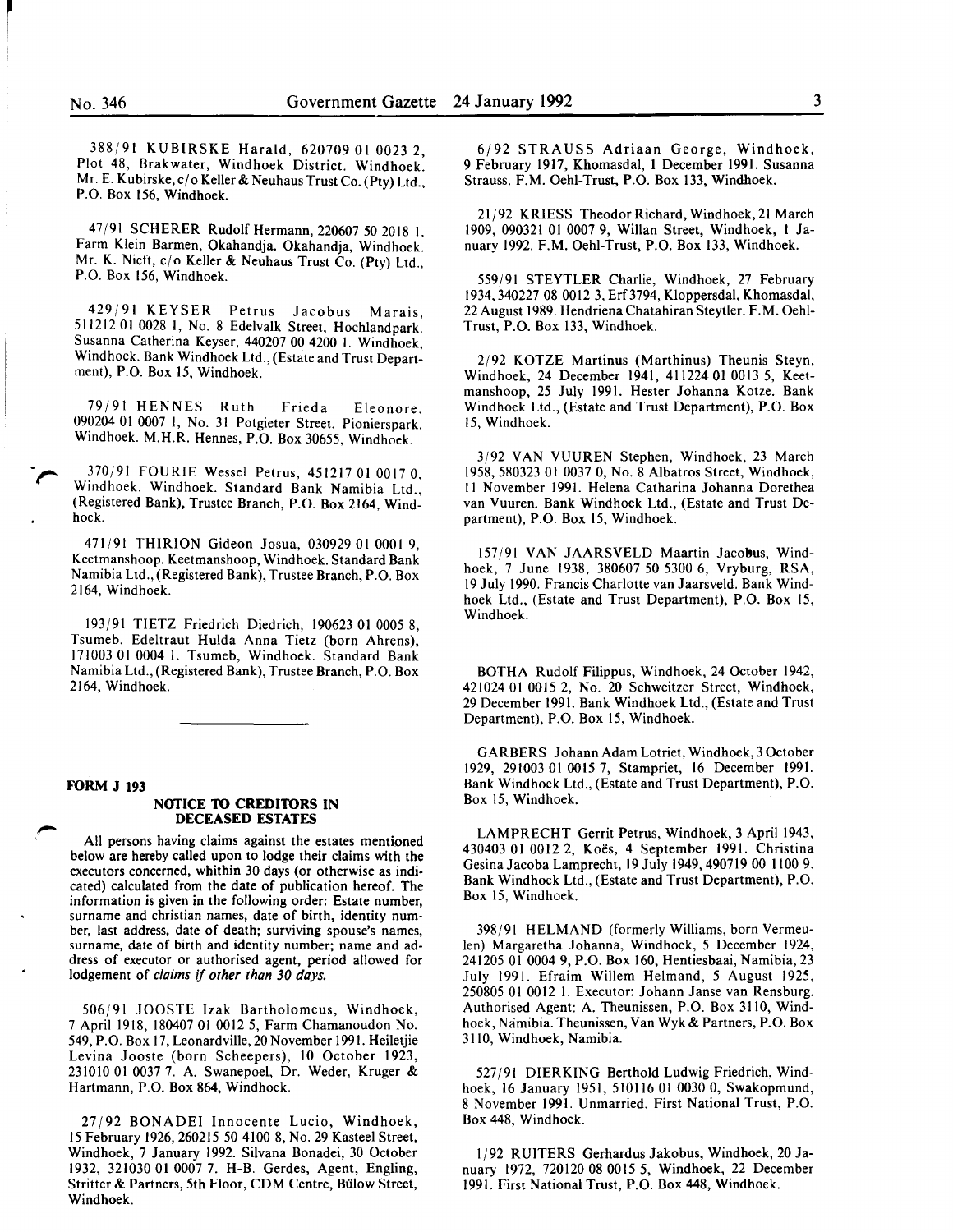388/91 KUBIRSKE Harald, 620709 01 0023 2, Plot 48, Brakwater, Windhoek District. Windhoek. Mr. E. Kubirske, c/o Keller & Neuhaus Trust Co. (Pty) Ltd., P.O. Box 156, Windhoek.

47/91 SCHERER Rudolf Hermann, 220607 50 2018 1, Farm Klein Barmen, Okahandja. Okahandja, Windhoek. Mr. K. Nieft, c/o Keller & Neuhaus Trust Co. (Pty) Ltd., P.O. Box 156, Windhoek.

429/91 KEYSER Petrus Jacobus Marais, 511212 01 0028 1, No. 8 Edelvalk Street, Hochlandpark. Susanna Catherina Keyser, 440207 00 4200 1. Windhoek, Windhoek. Bank Windhoek Ltd., (Estate and Trust Department), P.O. Box 15, Windhoek.

79/91 HENNES Ruth Frieda Eleonore, 090204 01 0007 1, No. 31 Potgieter Street, Pionierspark. Windhoek. M.H.R. Hennes, P.O. Box 30655, Windhoek.

370/91 FOURIE Wessel Petrus, 451217 01 0017 0. Windhoek. Windhoek. Standard Bank Namibia Ltd., (Registered Bank), Trustee Branch, P.O. Box 2164, Windhoek.

471/91 THIRION Gideon Josua, 030929 01 0001 9, Keetmanshoop. Keetmanshoop, Windhoek. Standard Bank Namibia Ltd., (Registered Bank), Trustee Branch, P.O. Box 2164, Windhoek.

193/91 TIETZ Friedrich Diedrich, 190623 01 0005 8, Tsumeb. Edeltraut Hulda Anna Tietz (born Ahrens), 171003 01 0004 1. Tsumeb, Windhoek. Standard Bank Namibia Ltd., (Registered Bank), Trustee Branch, P.O. Box 2164, Windhoek.

**FORM J 193**

## NOTICE TO CREDITORS IN DECEASED ESTATES

All persons having claims against the estates mentioned below are hereby called upon to lodge their claims with the executors concerned, whithin 30 days (or otherwise as indicated) calculated from the date of publication hereof. The information is given in the following order: Estate number, surname and christian names, date of birth, identity number, last address, date of death; surviving spouse's names, surname, date of birth and identity number; name and address of executor or authorised agent, period allowed for lodgement of *claims if other than 30 days.*

506/91 JOOSTE Izak Bartholomeus, Windhoek, 7 April 1918, 180407 01 0012 5, Farm Chamanoudon No. 549, P.O. Box 17, Leonardville, 20 November 1991. Heiletjie Levina Jooste (born Scheepers), 10 October 1923, 231010 01 0037 7. A. Swanepoel, Dr. Weder, Kruger & Hartmann, P.O. Box 864, Windhoek.

27/92 BONADEI Innocente Lucio, Windhoek, 15 February 1926, 260215 50 4100 8, No. 29 Kasteel Street, Windhoek, 7 January 1992. Silvana Bonadei, 30 October 1932, 321030 01 0007 7. H-B. Gerdes, Agent, Engling, Stritter & Partners, 5th Floor, CDM Centre, Bülow Street, Windhoek.

6/92 STRAUSS Adriaan George, Windhoek, 9 February 1917, Khomasdal, 1 December 1991. Susanna Strauss. F.M. Oehl-Trust, P.O. Box 133, Windhoek.

21/92 KRIESS Theodor Richard, Windhoek, 21 March 1909, 090321 01 0007 9, Willan Street, Windhoek, 1 January 1992. F.M. Oehl-Trust, P.O. Box 133, Windhoek.

559/91 STEYTLER Charlie, Windhoek, 27 February 1934, 340227 08 0012 3, Erf 3794, Kloppersdal, Khomasdal, 22 August 1989. Hendriena Chatahiran Steytler. F.M. Oehl-Trust, P.O. Box 133, Windhoek.

2/92 KOTZE Martinus (Marthinus) Theunis Steyn, Windhoek, 24 December 1941, 411224 01 0013 5, Keetmanshoop, 25 July 1991. Hester Johanna Kotze. Bank Windhoek Ltd., (Estate and Trust Department), P.O. Box 15, Windhoek.

3/92 VAN VUUREN Stephen, Windhoek, 23 March 1958, 580323 01 0037 0, No. 8 Albatros Street, Windhoek, 11 November 1991. Helena Catharina Johanna Dorethea van Vuuren. Bank Windhoek Ltd., (Estate and Trust Department), P.O. Box 15, Windhoek.

157/91 VAN JAARSVELD Maartin Jacobus, Windhoek, 7 June 1938, 380607 50 5300 6, Vryburg, RSA, 19 July 1990. Francis Charlotte van Jaarsveld. Bank Windhoek Ltd., (Estate and Trust Department), P.O. Box 15, Windhoek.

BOTHA Rudolf Filippus, Windhoek, 24 October 1942, 421024 01 0015 2, No. 20 Schweitzer Street, Windhoek, 29 December 1991. Bank Windhoek Ltd., (Estate and Trust Department), P.O. Box 15, Windhoek.

GARBERS Johann Adam Lotriet, Windhoek, 3 October 1929, 291003 01 0015 7, Stampriet, 16 December 1991. Bank Windhoek Ltd., (Estate and Trust Department), P.O. Box 15, Windhoek.

LAMPRECHT Gerrit Petrus, Windhoek, 3 April 1943, 430403 01 0012 2, Koës, 4 September 1991. Christina Gesina Jacoba Lamprecht, 19 July 1949, 490719 00 1100 9. Bank Windhoek Ltd., (Estate and Trust Department), P.O. Box 15, Windhoek.

398/91 HELMAND (formerly Williams, born Vermeulen) Margaretha Johanna, Windhoek, 5 December 1924, 241205 01 0004 9, P.O. Box 160, Hentiesbaai, Namibia, 23 July 1991. Efraim Willem Helmand, 5 August 1925, 250805 01 0012 1. Executor: Johann Janse van Rensburg. Authorised Agent: A. Theunissen, P.O. Box 3110, Windhoek, Namibia. Theunissen, Van Wyk & Partners, P.O. Box 3110, Windhoek, Namibia.

527/91 DIERKING Berthold Ludwig Friedrich, Windhoek, 16 January 1951, 510116 01 0030 0, Swakopmund, 8 November 1991. Unmarried. First National Trust, P.O. Box 448, Windhoek.

1/92 RUITERS Gerhardus Jakobus, Windhoek, 20 January 1972, 720120 08 0015 5, Windhoek, 22 December 1991. First National Trust, P.O. Box 448, Windhoek.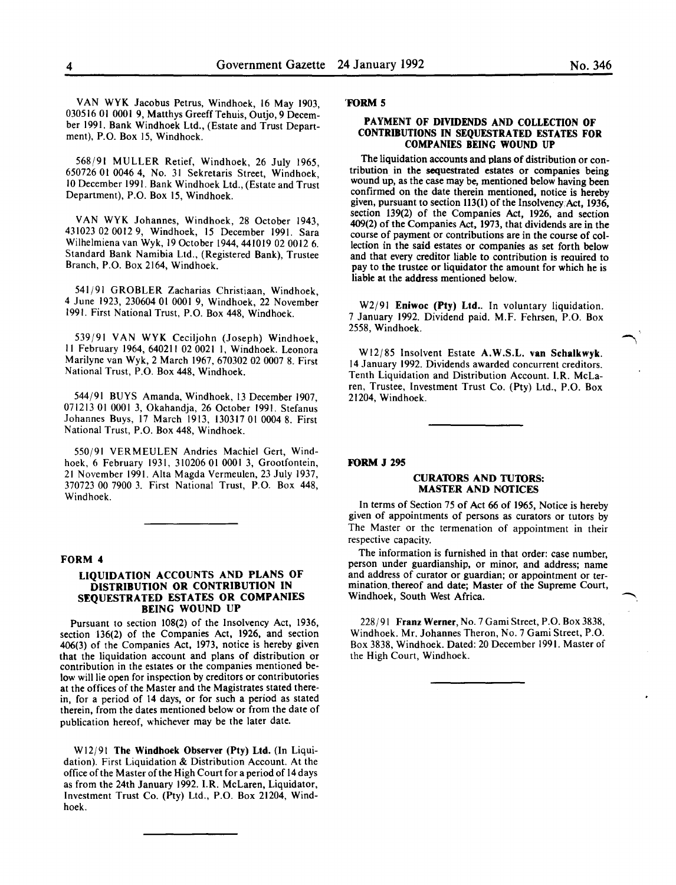VAN WYK Jacobus Petrus, Windhoek, 16 May 1903, 030516 01 0001 9, Matthys Greeff Tehuis, Outjo, 9 December 1991. Bank Windhoek Ltd., (Estate and Trust Department), P.O. Box 15, Windhoek.

568/91 MULLER Retief, Windhoek, 26 July 1965, 650726 01 0046 4, No. 31 Sekretaris Street, Windhoek, 10 December 1991. Bank Windhoek Ltd., (Estate and Trust Department), P.O. Box 15, Windhoek.

VAN WYK Johannes, Windhoek, 28 October 1943, 431023 02 0012 9, Windhoek, 15 December 1991. Sara Wilhelmiena van Wyk, 19 October 1944, 441019 02 0012 6. Standard Bank Namibia Ltd., (Registered Bank), Trustee Branch, P.O. Box 2164, Windhoek.

541/91 GROBLER Zacharias Christiaan, Windhoek, 4 June 1923, 230604 01 0001 9, Windhoek, 22 November 1991. First National Trust, P.O. Box 448, Windhoek.

539/91 VAN WYK Ceciljohn (Joseph) Windhoek, 11 February 1964, 640211 02 0021 1, Windhoek. Leonora Marilyne van Wyk, 2 March 1967, 670302 02 0007 8. First National Trust, P.O. Box 448, Windhoek.

544/91 BUYS Amanda, Windhoek, 13 December 1907, 071213 01 0001 3, Okahandja, 26 October 1991. Stefanus Johannes Buys, 17 March 1913, 130317 01 0004 8. First National Trust, P.O. Box 448, Windhoek.

550/91 VERMEULEN Andries Machiel Gert, Windhoek, 6 February 1931, 310206 01 0001 3, Grootfontein, 21 November 1991. Alta Magda Vermeulen, 23 July 1937, 370723 00 7900 3. First National Trust, P.O. Box 448, Windhoek.

---

### FORM 4

## LIQUIDATION ACCOUNTS AND PLANS OF DISTRIBUTION OR CONTRIBUTION IN SEQUESTRATED ESTATES OR COMPANIES BEING WOUND UP

Pursuant to section 108(2) of the Insolvency Act, 1936, section 136(2) of the Companies Act, 1926, and section 406(3) of the Companies Act, 1973, notice is hereby given that the liquidation account and plans of distribution or contribution in the estates or the companies mentioned below will lie open for inspection by creditors or contributories at the offices of the Master and the Magistrates stated therein, for a period of 14 days, or for such a period as stated therein, from the dates mentioned below or from the date of publication hereof, whichever may be the later date.

W12/91 **The Windhoek Observer (Pty) Ltd.** (In Liquidation). First Liquidation & Distribution Account. At the office of the Master of the High Court for a period of 14 days as from the 24th January 1992. I.R. McLaren, Liquidator, Investment Trust Co. (Pty) Ltd., P.O. Box 21204, Windhoek.

---

### FORM 5

## PAYMENT OF DIVIDENDS AND COLLECTION OF CONTRIBUTIONS IN SEQUESTRATED ESTATES FOR COMPANIES BEING WOUND UP

The liquidation accounts and plans of distribution or contribution in the sequestrated estates or companies being wound up, as the case may be, mentioned below having been confirmed on the date therein mentioned, notice is hereby given, pursuant to section 113(1) of the Insolvency Act, 1936, section 139(2) of the Companies Act, 1926, and section 409(2) of the Companies Act, 1973, that dividends are in the course of payment or contributions are in the course of collection in the said estates or companies as set forth below and that every creditor liable to contribution is required to pay to the trustee or liquidator the amount for which he is liable at the address mentioned below.

W2/91 **Eniwoc (Pty) Ltd.**. In voluntary liquidation. 7 January 1992. Dividend paid. M.F. Fehrsen, P.O. Box 2558, Windhoek.

W12/85 Insolvent Estate **A.W.S.L. van Schalkwyk**. 14 January 1992. Dividends awarded concurrent creditors. Tenth Liquidation and Distribution Account. I.R. McLaren, Trustee, Investment Trust Co. (Pty) Ltd., P.O. Box 21204, Windhoek.

---

### FORM J 295

## CURATORS AND TUTORS: MASTER AND NOTICES

In terms of Section 75 of Act 66 of 1965, Notice is hereby given of appointments of persons as curators or tutors by The Master or the termenation of appointment in their respective capacity.

The information is furnished in that order: case number, person under guardianship, or minor, and address; name and address of curator or guardian; or appointment or termination thereof and date; Master of the Supreme Court, Windhoek, South West Africa.

228/91 **Franz Werner**, No. 7 Gami Street, P.O. Box 3838, Windhoek. Mr. Johannes Theron, No. 7 Gami Street, P.O. Box 3838, Windhoek. Dated: 20 December 1991. Master of the High Court, Windhoek.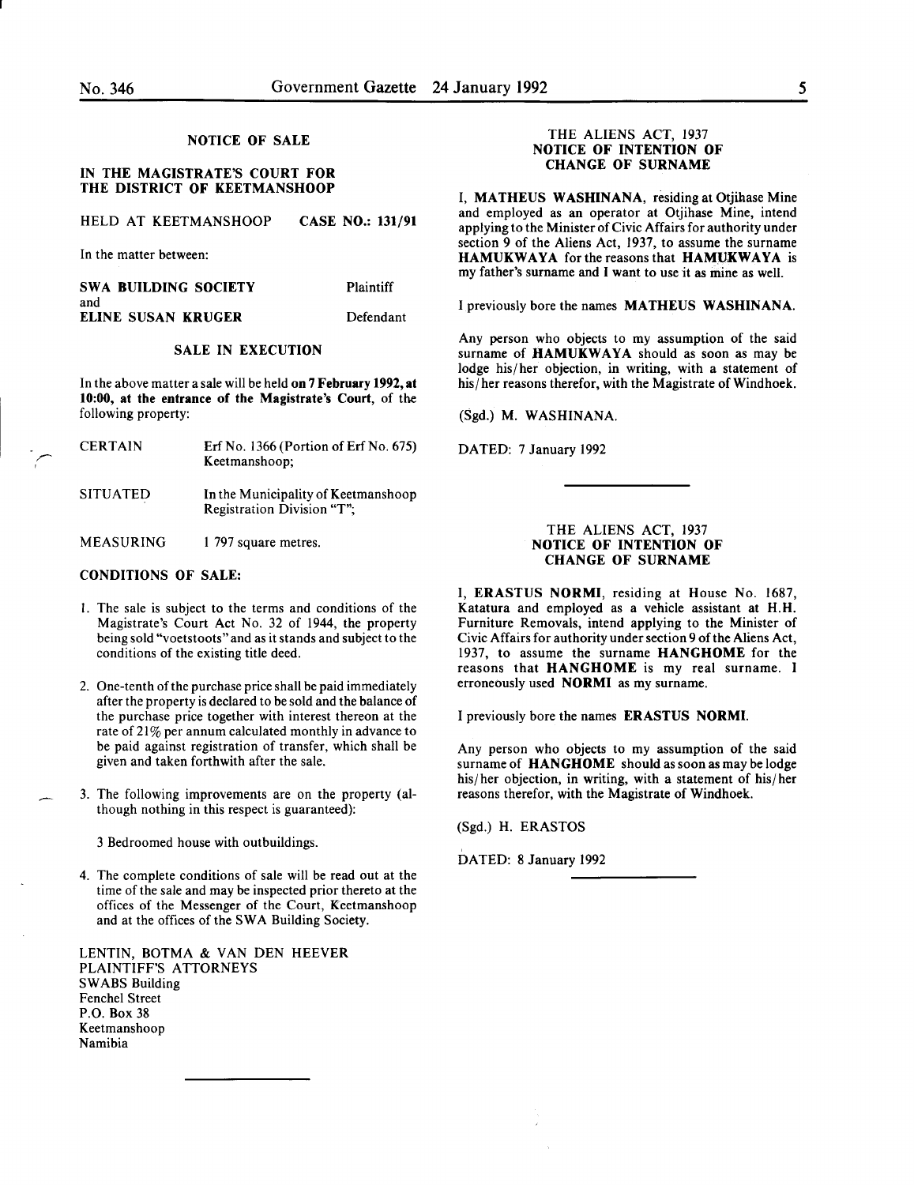## NOTICE OF SALE

**IN THE MAGISTRATE'S COURT FOR THE DISTRICT OF KEETMANSHOOP**

HELD AT KEETMANSHOOP **CASE NO.: 131/91**

In the matter between:

| | |
|---|---|
| **SWA BUILDING SOCIETY** | Plaintiff |
| and | |
| **ELINE SUSAN KRUGER** | Defendant |

**SALE IN EXECUTION**

In the above matter a sale will be held **on 7 February 1992, at 10:00, at the entrance of the Magistrate's Court**, of the following property:

| | |
|---|---|
| CERTAIN | Erf No. 1366 (Portion of Erf No. 675) Keetmanshoop; |
| SITUATED | In the Municipality of Keetmanshoop Registration Division "T"; |
| MEASURING | 1 797 square metres. |

**CONDITIONS OF SALE:**

1. The sale is subject to the terms and conditions of the Magistrate's Court Act No. 32 of 1944, the property being sold "voetstoots" and as it stands and subject to the conditions of the existing title deed.

2. One-tenth of the purchase price shall be paid immediately after the property is declared to be sold and the balance of the purchase price together with interest thereon at the rate of 21% per annum calculated monthly in advance to be paid against registration of transfer, which shall be given and taken forthwith after the sale.

3. The following improvements are on the property (although nothing in this respect is guaranteed):

   3 Bedroomed house with outbuildings.

4. The complete conditions of sale will be read out at the time of the sale and may be inspected prior thereto at the offices of the Messenger of the Court, Keetmanshoop and at the offices of the SWA Building Society.

LENTIN, BOTMA & VAN DEN HEEVER
PLAINTIFF'S ATTORNEYS
SWABS Building
Fenchel Street
P.O. Box 38
Keetmanshoop
Namibia

---

## THE ALIENS ACT, 1937
## NOTICE OF INTENTION OF CHANGE OF SURNAME

I, **MATHEUS WASHINANA**, residing at Otjihase Mine and employed as an operator at Otjihase Mine, intend applying to the Minister of Civic Affairs for authority under section 9 of the Aliens Act, 1937, to assume the surname **HAMUKWAYA** for the reasons that **HAMUKWAYA** is my father's surname and I want to use it as mine as well.

I previously bore the names **MATHEUS WASHINANA**.

Any person who objects to my assumption of the said surname of **HAMUKWAYA** should as soon as may be lodge his/her objection, in writing, with a statement of his/her reasons therefor, with the Magistrate of Windhoek.

(Sgd.) M. WASHINANA.

DATED: 7 January 1992

---

## THE ALIENS ACT, 1937
## NOTICE OF INTENTION OF CHANGE OF SURNAME

I, **ERASTUS NORMI**, residing at House No. 1687, Katatura and employed as a vehicle assistant at H.H. Furniture Removals, intend applying to the Minister of Civic Affairs for authority under section 9 of the Aliens Act, 1937, to assume the surname **HANGHOME** for the reasons that **HANGHOME** is my real surname. I erroneously used **NORMI** as my surname.

I previously bore the names **ERASTUS NORMI**.

Any person who objects to my assumption of the said surname of **HANGHOME** should as soon as may be lodge his/her objection, in writing, with a statement of his/her reasons therefor, with the Magistrate of Windhoek.

(Sgd.) H. ERASTOS

DATED: 8 January 1992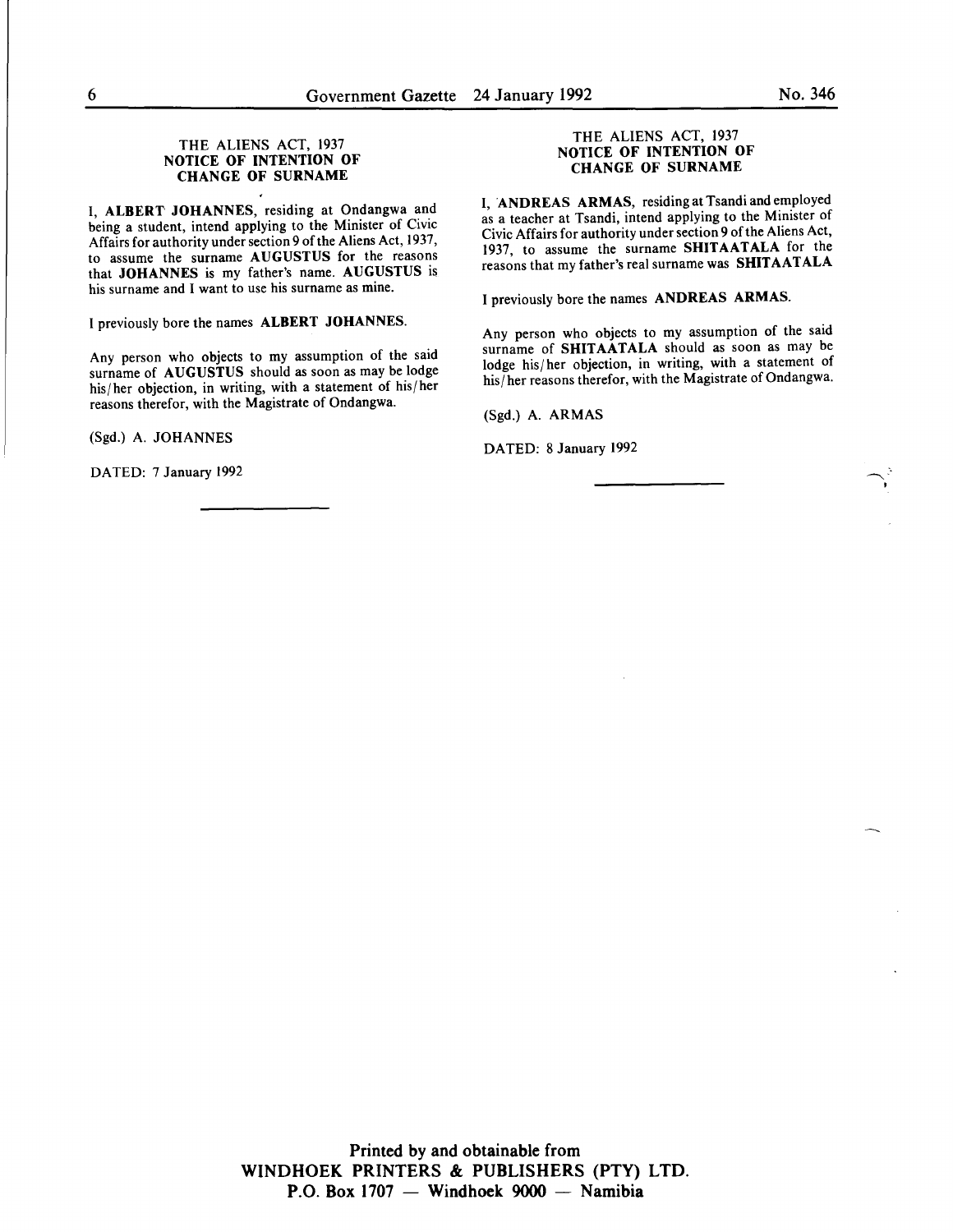### THE ALIENS ACT, 1937
### NOTICE OF INTENTION OF CHANGE OF SURNAME

I, **ALBERT JOHANNES**, residing at Ondangwa and being a student, intend applying to the Minister of Civic Affairs for authority under section 9 of the Aliens Act, 1937, to assume the surname **AUGUSTUS** for the reasons that **JOHANNES** is my father's name. **AUGUSTUS** is his surname and I want to use his surname as mine.

I previously bore the names **ALBERT JOHANNES**.

Any person who objects to my assumption of the said surname of **AUGUSTUS** should as soon as may be lodge his/her objection, in writing, with a statement of his/her reasons therefor, with the Magistrate of Ondangwa.

(Sgd.) A. JOHANNES

DATED: 7 January 1992

---

### THE ALIENS ACT, 1937
### NOTICE OF INTENTION OF CHANGE OF SURNAME

I, **ANDREAS ARMAS**, residing at Tsandi and employed as a teacher at Tsandi, intend applying to the Minister of Civic Affairs for authority under section 9 of the Aliens Act, 1937, to assume the surname **SHITAATALA** for the reasons that my father's real surname was **SHITAATALA**

I previously bore the names **ANDREAS ARMAS**.

Any person who objects to my assumption of the said surname of **SHITAATALA** should as soon as may be lodge his/her objection, in writing, with a statement of his/her reasons therefor, with the Magistrate of Ondangwa.

(Sgd.) A. ARMAS

DATED: 8 January 1992

---

**Printed by and obtainable from**
**WINDHOEK PRINTERS & PUBLISHERS (PTY) LTD.**
**P.O. Box 1707 — Windhoek 9000 — Namibia**